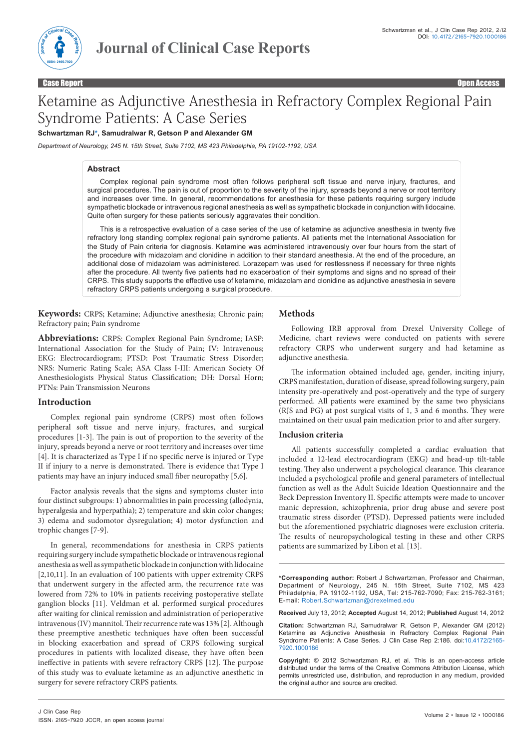Case Report | Open Access

# Ketamine as Adjunctive Anesthesia in Refractory Complex Regional Pain Syndrome Patients: A Case Series

**Schwartzman RJ*, Samudralwar R, Getson P and Alexander GM**

*Department of Neurology, 245 N. 15th Street, Suite 7102, MS 423 Philadelphia, PA 19102-1192, USA*

## Abstract

Complex regional pain syndrome most often follows peripheral soft tissue and nerve injury, fractures, and surgical procedures. The pain is out of proportion to the severity of the injury, spreads beyond a nerve or root territory and increases over time. In general, recommendations for anesthesia for these patients requiring surgery include sympathetic blockade or intravenous regional anesthesia as well as sympathetic blockade in conjunction with lidocaine. Quite often surgery for these patients seriously aggravates their condition.

This is a retrospective evaluation of a case series of the use of ketamine as adjunctive anesthesia in twenty five refractory long standing complex regional pain syndrome patients. All patients met the International Association for the Study of Pain criteria for diagnosis. Ketamine was administered intravenously over four hours from the start of the procedure with midazolam and clonidine in addition to their standard anesthesia. At the end of the procedure, an additional dose of midazolam was administered. Lorazepam was used for restlessness if necessary for three nights after the procedure. All twenty five patients had no exacerbation of their symptoms and signs and no spread of their CRPS. This study supports the effective use of ketamine, midazolam and clonidine as adjunctive anesthesia in severe refractory CRPS patients undergoing a surgical procedure.

**Keywords:** CRPS; Ketamine; Adjunctive anesthesia; Chronic pain; Refractory pain; Pain syndrome

**Abbreviations:** CRPS: Complex Regional Pain Syndrome; IASP: International Association for the Study of Pain; IV: Intravenous; EKG: Electrocardiogram; PTSD: Post Traumatic Stress Disorder; NRS: Numeric Rating Scale; ASA Class I-III: American Society Of Anesthesiologists Physical Status Classification; DH: Dorsal Horn; PTNs: Pain Transmission Neurons

## Introduction

Complex regional pain syndrome (CRPS) most often follows peripheral soft tissue and nerve injury, fractures, and surgical procedures [1-3]. The pain is out of proportion to the severity of the injury, spreads beyond a nerve or root territory and increases over time [4]. It is characterized as Type I if no specific nerve is injured or Type II if injury to a nerve is demonstrated. There is evidence that Type I patients may have an injury induced small fiber neuropathy [5,6].

Factor analysis reveals that the signs and symptoms cluster into four distinct subgroups: 1) abnormalities in pain processing (allodynia, hyperalgesia and hyperpathia); 2) temperature and skin color changes; 3) edema and sudomotor dysregulation; 4) motor dysfunction and trophic changes [7-9].

In general, recommendations for anesthesia in CRPS patients requiring surgery include sympathetic blockade or intravenous regional anesthesia as well as sympathetic blockade in conjunction with lidocaine [2,10,11]. In an evaluation of 100 patients with upper extremity CRPS that underwent surgery in the affected arm, the recurrence rate was lowered from 72% to 10% in patients receiving postoperative stellate ganglion blocks [11]. Veldman et al. performed surgical procedures after waiting for clinical remission and administration of perioperative intravenous (IV) mannitol. Their recurrence rate was 13% [2]. Although these preemptive anesthetic techniques have often been successful in blocking exacerbation and spread of CRPS following surgical procedures in patients with localized disease, they have often been ineffective in patients with severe refractory CRPS [12]. The purpose of this study was to evaluate ketamine as an adjunctive anesthetic in surgery for severe refractory CRPS patients.

## Methods

Following IRB approval from Drexel University College of Medicine, chart reviews were conducted on patients with severe refractory CRPS who underwent surgery and had ketamine as adjunctive anesthesia.

The information obtained included age, gender, inciting injury, CRPS manifestation, duration of disease, spread following surgery, pain intensity pre-operatively and post-operatively and the type of surgery performed. All patients were examined by the same two physicians (RJS and PG) at post surgical visits of 1, 3 and 6 months. They were maintained on their usual pain medication prior to and after surgery.

### Inclusion criteria

All patients successfully completed a cardiac evaluation that included a 12-lead electrocardiogram (EKG) and head-up tilt-table testing. They also underwent a psychological clearance. This clearance included a psychological profile and general parameters of intellectual function as well as the Adult Suicide Ideation Questionnaire and the Beck Depression Inventory II. Specific attempts were made to uncover manic depression, schizophrenia, prior drug abuse and severe post traumatic stress disorder (PTSD). Depressed patients were included but the aforementioned psychiatric diagnoses were exclusion criteria. The results of neuropsychological testing in these and other CRPS patients are summarized by Libon et al. [13].

---

**\*Corresponding author:** Robert J Schwartzman, Professor and Chairman, Department of Neurology, 245 N. 15th Street, Suite 7102, MS 423 Philadelphia, PA 19102-1192, USA, Tel: 215-762-7090; Fax: 215-762-3161; E-mail: Robert.Schwartzman@drexelmed.edu

**Received** July 13, 2012; **Accepted** August 14, 2012; **Published** August 14, 2012

**Citation:** Schwartzman RJ, Samudralwar R, Getson P, Alexander GM (2012) Ketamine as Adjunctive Anesthesia in Refractory Complex Regional Pain Syndrome Patients: A Case Series. J Clin Case Rep 2:186. doi:10.4172/2165-7920.1000186

**Copyright:** © 2012 Schwartzman RJ, et al. This is an open-access article distributed under the terms of the Creative Commons Attribution License, which permits unrestricted use, distribution, and reproduction in any medium, provided the original author and source are credited.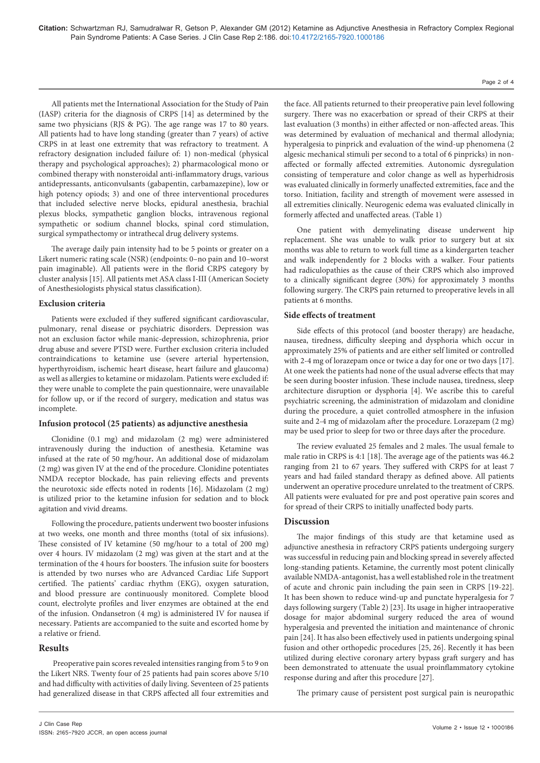All patients met the International Association for the Study of Pain (IASP) criteria for the diagnosis of CRPS [14] as determined by the same two physicians (RJS & PG). The age range was 17 to 80 years. All patients had to have long standing (greater than 7 years) of active CRPS in at least one extremity that was refractory to treatment. A refractory designation included failure of: 1) non-medical (physical therapy and psychological approaches); 2) pharmacological mono or combined therapy with nonsteroidal anti-inflammatory drugs, various antidepressants, anticonvulsants (gabapentin, carbamazepine), low or high potency opiods; 3) and one of three interventional procedures that included selective nerve blocks, epidural anesthesia, brachial plexus blocks, sympathetic ganglion blocks, intravenous regional sympathetic or sodium channel blocks, spinal cord stimulation, surgical sympathectomy or intrathecal drug delivery systems.

The average daily pain intensity had to be 5 points or greater on a Likert numeric rating scale (NSR) (endpoints: 0–no pain and 10–worst pain imaginable). All patients were in the florid CRPS category by cluster analysis [15]. All patients met ASA class I-III (American Society of Anesthesiologists physical status classification).

### Exclusion criteria

Patients were excluded if they suffered significant cardiovascular, pulmonary, renal disease or psychiatric disorders. Depression was not an exclusion factor while manic-depression, schizophrenia, prior drug abuse and severe PTSD were. Further exclusion criteria included contraindications to ketamine use (severe arterial hypertension, hyperthyroidism, ischemic heart disease, heart failure and glaucoma) as well as allergies to ketamine or midazolam. Patients were excluded if: they were unable to complete the pain questionnaire, were unavailable for follow up, or if the record of surgery, medication and status was incomplete.

### Infusion protocol (25 patients) as adjunctive anesthesia

Clonidine (0.1 mg) and midazolam (2 mg) were administered intravenously during the induction of anesthesia. Ketamine was infused at the rate of 50 mg/hour**.** An additional dose of midazolam (2 mg) was given IV at the end of the procedure. Clonidine potentiates NMDA receptor blockade, has pain relieving effects and prevents the neurotoxic side effects noted in rodents [16]. Midazolam (2 mg) is utilized prior to the ketamine infusion for sedation and to block agitation and vivid dreams.

Following the procedure, patients underwent two booster infusions at two weeks, one month and three months (total of six infusions). These consisted of IV ketamine (50 mg/hour to a total of 200 mg) over 4 hours. IV midazolam (2 mg) was given at the start and at the termination of the 4 hours for boosters. The infusion suite for boosters is attended by two nurses who are Advanced Cardiac Life Support certified. The patients' cardiac rhythm (EKG), oxygen saturation, and blood pressure are continuously monitored. Complete blood count, electrolyte profiles and liver enzymes are obtained at the end of the infusion. Ondansetron (4 mg) is administered IV for nausea if necessary. Patients are accompanied to the suite and escorted home by a relative or friend.

## Results

Preoperative pain scores revealed intensities ranging from 5 to 9 on the Likert NRS. Twenty four of 25 patients had pain scores above 5/10 and had difficulty with activities of daily living. Seventeen of 25 patients had generalized disease in that CRPS affected all four extremities and the face. All patients returned to their preoperative pain level following surgery. There was no exacerbation or spread of their CRPS at their last evaluation (3 months) in either affected or non-affected areas. This was determined by evaluation of mechanical and thermal allodynia; hyperalgesia to pinprick and evaluation of the wind-up phenomena (2 algesic mechanical stimuli per second to a total of 6 pinpricks) in non-affected or formally affected extremities. Autonomic dysregulation consisting of temperature and color change as well as hyperhidrosis was evaluated clinically in formerly unaffected extremities, face and the torso. Initiation, facility and strength of movement were assessed in all extremities clinically. Neurogenic edema was evaluated clinically in formerly affected and unaffected areas. (Table 1)

One patient with demyelinating disease underwent hip replacement. She was unable to walk prior to surgery but at six months was able to return to work full time as a kindergarten teacher and walk independently for 2 blocks with a walker. Four patients had radiculopathies as the cause of their CRPS which also improved to a clinically significant degree (30%) for approximately 3 months following surgery. The CRPS pain returned to preoperative levels in all patients at 6 months.

### Side effects of treatment

Side effects of this protocol (and booster therapy) are headache, nausea, tiredness, difficulty sleeping and dysphoria which occur in approximately 25% of patients and are either self limited or controlled with 2-4 mg of lorazepam once or twice a day for one or two days [17]. At one week the patients had none of the usual adverse effects that may be seen during booster infusion. These include nausea, tiredness, sleep architecture disruption or dysphoria [4]. We ascribe this to careful psychiatric screening, the administration of midazolam and clonidine during the procedure, a quiet controlled atmosphere in the infusion suite and 2-4 mg of midazolam after the procedure. Lorazepam (2 mg) may be used prior to sleep for two or three days after the procedure.

The review evaluated 25 females and 2 males. The usual female to male ratio in CRPS is 4:1 [18]. The average age of the patients was 46.2 ranging from 21 to 67 years. They suffered with CRPS for at least 7 years and had failed standard therapy as defined above. All patients underwent an operative procedure unrelated to the treatment of CRPS. All patients were evaluated for pre and post operative pain scores and for spread of their CRPS to initially unaffected body parts.

## Discussion

The major findings of this study are that ketamine used as adjunctive anesthesia in refractory CRPS patients undergoing surgery was successful in reducing pain and blocking spread in severely affected long-standing patients. Ketamine, the currently most potent clinically available NMDA-antagonist, has a well established role in the treatment of acute and chronic pain including the pain seen in CRPS [19-22]. It has been shown to reduce wind-up and punctate hyperalgesia for 7 days following surgery (Table 2) [23]. Its usage in higher intraoperative dosage for major abdominal surgery reduced the area of wound hyperalgesia and prevented the initiation and maintenance of chronic pain [24]. It has also been effectively used in patients undergoing spinal fusion and other orthopedic procedures [25, 26]. Recently it has been utilized during elective coronary artery bypass graft surgery and has been demonstrated to attenuate the usual proinflammatory cytokine response during and after this procedure [27].

The primary cause of persistent post surgical pain is neuropathic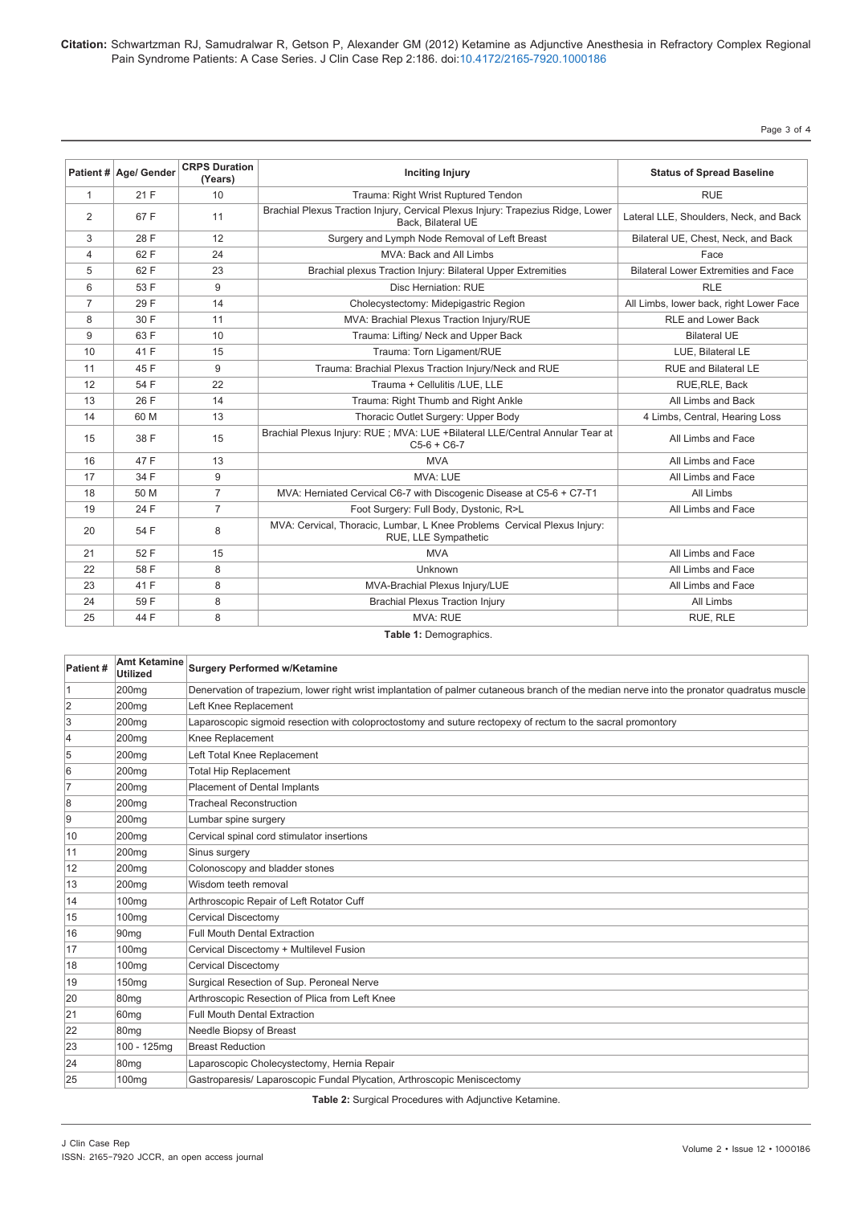| Patient # | Age/ Gender | CRPS Duration (Years) | Inciting Injury | Status of Spread Baseline |
|---|---|---|---|---|
| 1 | 21 F | 10 | Trauma: Right Wrist Ruptured Tendon | RUE |
| 2 | 67 F | 11 | Brachial Plexus Traction Injury, Cervical Plexus Injury: Trapezius Ridge, Lower Back, Bilateral UE | Lateral LLE, Shoulders, Neck, and Back |
| 3 | 28 F | 12 | Surgery and Lymph Node Removal of Left Breast | Bilateral UE, Chest, Neck, and Back |
| 4 | 62 F | 24 | MVA: Back and All Limbs | Face |
| 5 | 62 F | 23 | Brachial plexus Traction Injury: Bilateral Upper Extremities | Bilateral Lower Extremities and Face |
| 6 | 53 F | 9 | Disc Herniation: RUE | RLE |
| 7 | 29 F | 14 | Cholecystectomy: Midepigastric Region | All Limbs, lower back, right Lower Face |
| 8 | 30 F | 11 | MVA: Brachial Plexus Traction Injury/RUE | RLE and Lower Back |
| 9 | 63 F | 10 | Trauma: Lifting/ Neck and Upper Back | Bilateral UE |
| 10 | 41 F | 15 | Trauma: Torn Ligament/RUE | LUE, Bilateral LE |
| 11 | 45 F | 9 | Trauma: Brachial Plexus Traction Injury/Neck and RUE | RUE and Bilateral LE |
| 12 | 54 F | 22 | Trauma + Cellulitis /LUE, LLE | RUE,RLE, Back |
| 13 | 26 F | 14 | Trauma: Right Thumb and Right Ankle | All Limbs and Back |
| 14 | 60 M | 13 | Thoracic Outlet Surgery: Upper Body | 4 Limbs, Central, Hearing Loss |
| 15 | 38 F | 15 | Brachial Plexus Injury: RUE ; MVA: LUE +Bilateral LLE/Central Annular Tear at C5-6 + C6-7 | All Limbs and Face |
| 16 | 47 F | 13 | MVA | All Limbs and Face |
| 17 | 34 F | 9 | MVA: LUE | All Limbs and Face |
| 18 | 50 M | 7 | MVA: Herniated Cervical C6-7 with Discogenic Disease at C5-6 + C7-T1 | All Limbs |
| 19 | 24 F | 7 | Foot Surgery: Full Body, Dystonic, R>L | All Limbs and Face |
| 20 | 54 F | 8 | MVA: Cervical, Thoracic, Lumbar, L Knee Problems Cervical Plexus Injury: RUE, LLE Sympathetic | |
| 21 | 52 F | 15 | MVA | All Limbs and Face |
| 22 | 58 F | 8 | Unknown | All Limbs and Face |
| 23 | 41 F | 8 | MVA-Brachial Plexus Injury/LUE | All Limbs and Face |
| 24 | 59 F | 8 | Brachial Plexus Traction Injury | All Limbs |
| 25 | 44 F | 8 | MVA: RUE | RUE, RLE |

**Table 1:** Demographics.

| Patient # | Amt Ketamine Utilized | Surgery Performed w/Ketamine |
|---|---|---|
| 1 | 200mg | Denervation of trapezium, lower right wrist implantation of palmer cutaneous branch of the median nerve into the pronator quadratus muscle |
| 2 | 200mg | Left Knee Replacement |
| 3 | 200mg | Laparoscopic sigmoid resection with coloproctostomy and suture rectopexy of rectum to the sacral promontory |
| 4 | 200mg | Knee Replacement |
| 5 | 200mg | Left Total Knee Replacement |
| 6 | 200mg | Total Hip Replacement |
| 7 | 200mg | Placement of Dental Implants |
| 8 | 200mg | Tracheal Reconstruction |
| 9 | 200mg | Lumbar spine surgery |
| 10 | 200mg | Cervical spinal cord stimulator insertions |
| 11 | 200mg | Sinus surgery |
| 12 | 200mg | Colonoscopy and bladder stones |
| 13 | 200mg | Wisdom teeth removal |
| 14 | 100mg | Arthroscopic Repair of Left Rotator Cuff |
| 15 | 100mg | Cervical Discectomy |
| 16 | 90mg | Full Mouth Dental Extraction |
| 17 | 100mg | Cervical Discectomy + Multilevel Fusion |
| 18 | 100mg | Cervical Discectomy |
| 19 | 150mg | Surgical Resection of Sup. Peroneal Nerve |
| 20 | 80mg | Arthroscopic Resection of Plica from Left Knee |
| 21 | 60mg | Full Mouth Dental Extraction |
| 22 | 80mg | Needle Biopsy of Breast |
| 23 | 100 - 125mg | Breast Reduction |
| 24 | 80mg | Laparoscopic Cholecystectomy, Hernia Repair |
| 25 | 100mg | Gastroparesis/ Laparoscopic Fundal Plycation, Arthroscopic Meniscectomy |

**Table 2:** Surgical Procedures with Adjunctive Ketamine.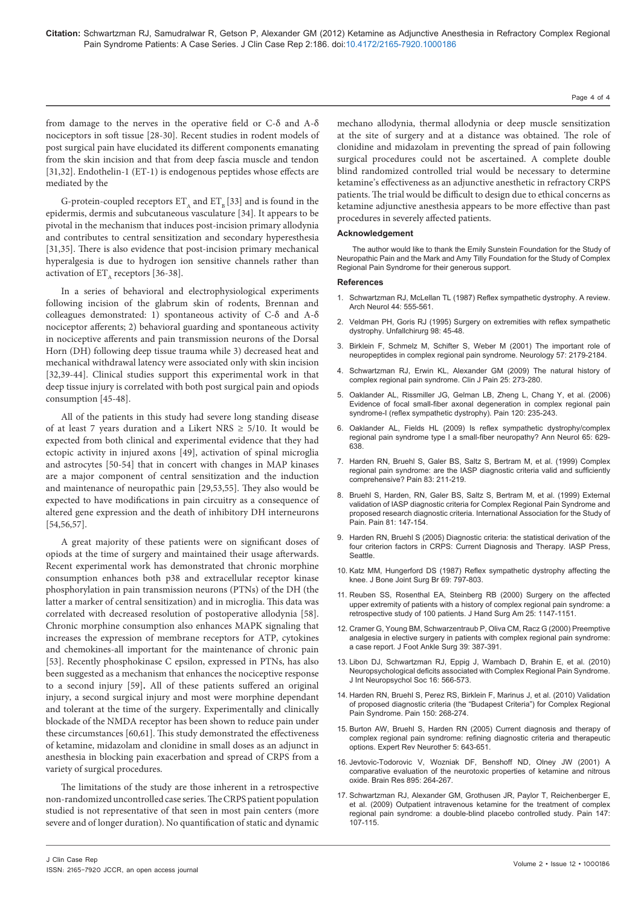from damage to the nerves in the operative field or C-δ and A-δ nociceptors in soft tissue [28-30]. Recent studies in rodent models of post surgical pain have elucidated its different components emanating from the skin incision and that from deep fascia muscle and tendon [31,32]. Endothelin-1 (ET-1) is endogenous peptides whose effects are mediated by the

G-protein-coupled receptors $ET_A$ and $ET_B$ [33] and is found in the epidermis, dermis and subcutaneous vasculature [34]. It appears to be pivotal in the mechanism that induces post-incision primary allodynia and contributes to central sensitization and secondary hyperesthesia [31,35]. There is also evidence that post-incision primary mechanical hyperalgesia is due to hydrogen ion sensitive channels rather than activation of $ET_A$ receptors [36-38].

In a series of behavioral and electrophysiological experiments following incision of the glabrum skin of rodents, Brennan and colleagues demonstrated: 1) spontaneous activity of C-δ and A-δ nociceptor afferents; 2) behavioral guarding and spontaneous activity in nociceptive afferents and pain transmission neurons of the Dorsal Horn (DH) following deep tissue trauma while 3) decreased heat and mechanical withdrawal latency were associated only with skin incision [32,39-44]. Clinical studies support this experimental work in that deep tissue injury is correlated with both post surgical pain and opiods consumption [45-48].

All of the patients in this study had severe long standing disease of at least 7 years duration and a Likert NRS ≥ 5/10. It would be expected from both clinical and experimental evidence that they had ectopic activity in injured axons [49], activation of spinal microglia and astrocytes [50-54] that in concert with changes in MAP kinases are a major component of central sensitization and the induction and maintenance of neuropathic pain [29,53,55]. They also would be expected to have modifications in pain circuitry as a consequence of altered gene expression and the death of inhibitory DH interneurons [54,56,57].

A great majority of these patients were on significant doses of opiods at the time of surgery and maintained their usage afterwards. Recent experimental work has demonstrated that chronic morphine consumption enhances both p38 and extracellular receptor kinase phosphorylation in pain transmission neurons (PTNs) of the DH (the latter a marker of central sensitization) and in microglia. This data was correlated with decreased resolution of postoperative allodynia [58]. Chronic morphine consumption also enhances MAPK signaling that increases the expression of membrane receptors for ATP, cytokines and chemokines-all important for the maintenance of chronic pain [53]. Recently phosphokinase C epsilon, expressed in PTNs, has also been suggested as a mechanism that enhances the nociceptive response to a second injury [59]. All of these patients suffered an original injury, a second surgical injury and most were morphine dependant and tolerant at the time of the surgery. Experimentally and clinically blockade of the NMDA receptor has been shown to reduce pain under these circumstances [60,61]. This study demonstrated the effectiveness of ketamine, midazolam and clonidine in small doses as an adjunct in anesthesia in blocking pain exacerbation and spread of CRPS from a variety of surgical procedures.

The limitations of the study are those inherent in a retrospective non-randomized uncontrolled case series. The CRPS patient population studied is not representative of that seen in most pain centers (more severe and of longer duration). No quantification of static and dynamic mechano allodynia, thermal allodynia or deep muscle sensitization at the site of surgery and at a distance was obtained. The role of clonidine and midazolam in preventing the spread of pain following surgical procedures could not be ascertained. A complete double blind randomized controlled trial would be necessary to determine ketamine's effectiveness as an adjunctive anesthetic in refractory CRPS patients. The trial would be difficult to design due to ethical concerns as ketamine adjunctive anesthesia appears to be more effective than past procedures in severely affected patients.

## Acknowledgement

The author would like to thank the Emily Sunstein Foundation for the Study of Neuropathic Pain and the Mark and Amy Tilly Foundation for the Study of Complex Regional Pain Syndrome for their generous support.

## References

1. Schwartzman RJ, McLellan TL (1987) Reflex sympathetic dystrophy. A review. Arch Neurol 44: 555-561.
2. Veldman PH, Goris RJ (1995) Surgery on extremities with reflex sympathetic dystrophy. Unfallchirurg 98: 45-48.
3. Birklein F, Schmelz M, Schifter S, Weber M (2001) The important role of neuropeptides in complex regional pain syndrome. Neurology 57: 2179-2184.
4. Schwartzman RJ, Erwin KL, Alexander GM (2009) The natural history of complex regional pain syndrome. Clin J Pain 25: 273-280.
5. Oaklander AL, Rissmiller JG, Gelman LB, Zheng L, Chang Y, et al. (2006) Evidence of focal small-fiber axonal degeneration in complex regional pain syndrome-I (reflex sympathetic dystrophy). Pain 120: 235-243.
6. Oaklander AL, Fields HL (2009) Is reflex sympathetic dystrophy/complex regional pain syndrome type I a small-fiber neuropathy? Ann Neurol 65: 629-638.
7. Harden RN, Bruehl S, Galer BS, Saltz S, Bertram M, et al. (1999) Complex regional pain syndrome: are the IASP diagnostic criteria valid and sufficiently comprehensive? Pain 83: 211-219.
8. Bruehl S, Harden, RN, Galer BS, Saltz S, Bertram M, et al. (1999) External validation of IASP diagnostic criteria for Complex Regional Pain Syndrome and proposed research diagnostic criteria. International Association for the Study of Pain. Pain 81: 147-154.
9. Harden RN, Bruehl S (2005) Diagnostic criteria: the statistical derivation of the four criterion factors in CRPS: Current Diagnosis and Therapy. IASP Press, Seattle.
10. Katz MM, Hungerford DS (1987) Reflex sympathetic dystrophy affecting the knee. J Bone Joint Surg Br 69: 797-803.
11. Reuben SS, Rosenthal EA, Steinberg RB (2000) Surgery on the affected upper extremity of patients with a history of complex regional pain syndrome: a retrospective study of 100 patients. J Hand Surg Am 25: 1147-1151.
12. Cramer G, Young BM, Schwarzentraub P, Oliva CM, Racz G (2000) Preemptive analgesia in elective surgery in patients with complex regional pain syndrome: a case report. J Foot Ankle Surg 39: 387-391.
13. Libon DJ, Schwartzman RJ, Eppig J, Wambach D, Brahin E, et al. (2010) Neuropsychological deficits associated with Complex Regional Pain Syndrome. J Int Neuropsychol Soc 16: 566-573.
14. Harden RN, Bruehl S, Perez RS, Birklein F, Marinus J, et al. (2010) Validation of proposed diagnostic criteria (the "Budapest Criteria") for Complex Regional Pain Syndrome. Pain 150: 268-274.
15. Burton AW, Bruehl S, Harden RN (2005) Current diagnosis and therapy of complex regional pain syndrome: refining diagnostic criteria and therapeutic options. Expert Rev Neurother 5: 643-651.
16. Jevtovic-Todorovic V, Wozniak DF, Benshoff ND, Olney JW (2001) A comparative evaluation of the neurotoxic properties of ketamine and nitrous oxide. Brain Res 895: 264-267.
17. Schwartzman RJ, Alexander GM, Grothusen JR, Paylor T, Reichenberger E, et al. (2009) Outpatient intravenous ketamine for the treatment of complex regional pain syndrome: a double-blind placebo controlled study. Pain 147: 107-115.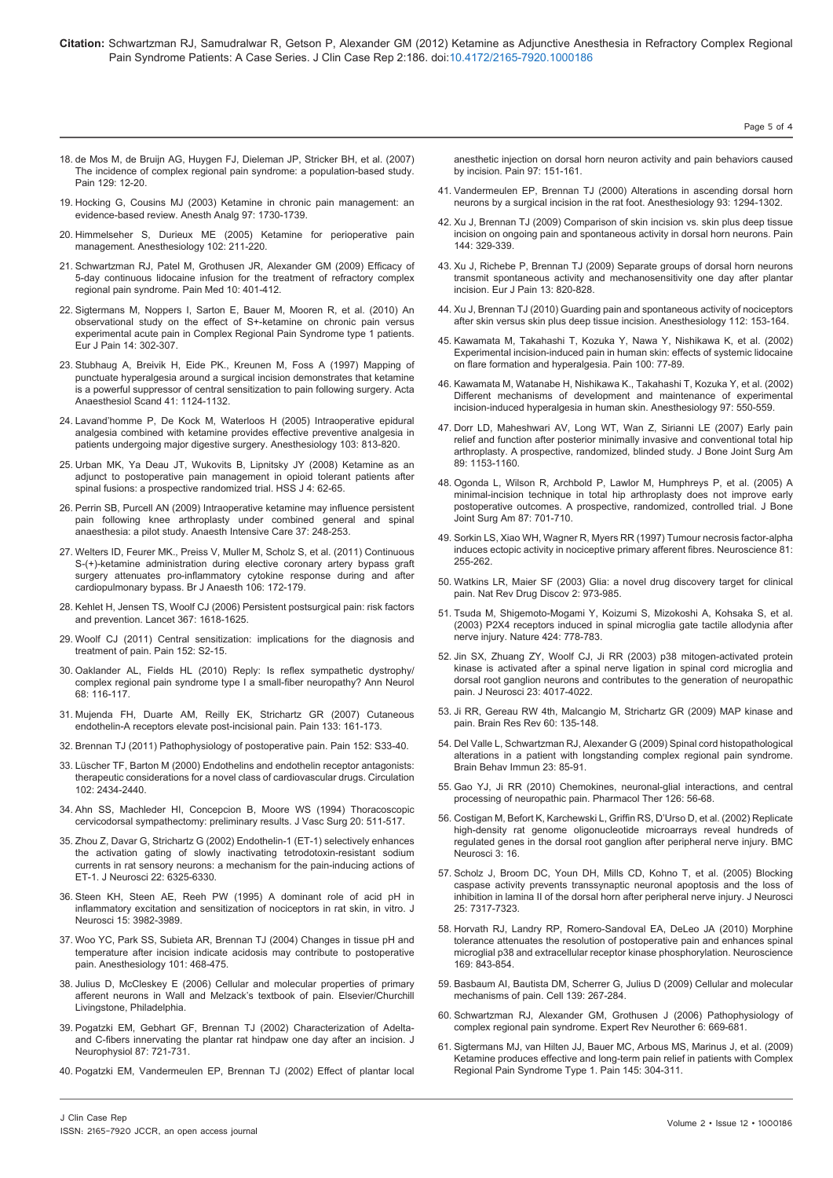18. de Mos M, de Bruijn AG, Huygen FJ, Dieleman JP, Stricker BH, et al. (2007) The incidence of complex regional pain syndrome: a population-based study. Pain 129: 12-20.

19. Hocking G, Cousins MJ (2003) Ketamine in chronic pain management: an evidence-based review. Anesth Analg 97: 1730-1739.

20. Himmelseher S, Durieux ME (2005) Ketamine for perioperative pain management. Anesthesiology 102: 211-220.

21. Schwartzman RJ, Patel M, Grothusen JR, Alexander GM (2009) Efficacy of 5-day continuous lidocaine infusion for the treatment of refractory complex regional pain syndrome. Pain Med 10: 401-412.

22. Sigtermans M, Noppers I, Sarton E, Bauer M, Mooren R, et al. (2010) An observational study on the effect of S+-ketamine on chronic pain versus experimental acute pain in Complex Regional Pain Syndrome type 1 patients. Eur J Pain 14: 302-307.

23. Stubhaug A, Breivik H, Eide PK., Kreunen M, Foss A (1997) Mapping of punctuate hyperalgesia around a surgical incision demonstrates that ketamine is a powerful suppressor of central sensitization to pain following surgery. Acta Anaesthesiol Scand 41: 1124-1132.

24. Lavand'homme P, De Kock M, Waterloos H (2005) Intraoperative epidural analgesia combined with ketamine provides effective preventive analgesia in patients undergoing major digestive surgery. Anesthesiology 103: 813-820.

25. Urban MK, Ya Deau JT, Wukovits B, Lipnitsky JY (2008) Ketamine as an adjunct to postoperative pain management in opioid tolerant patients after spinal fusions: a prospective randomized trial. HSS J 4: 62-65.

26. Perrin SB, Purcell AN (2009) Intraoperative ketamine may influence persistent pain following knee arthroplasty under combined general and spinal anaesthesia: a pilot study. Anaesth Intensive Care 37: 248-253.

27. Welters ID, Feurer MK., Preiss V, Muller M, Scholz S, et al. (2011) Continuous S-(+)-ketamine administration during elective coronary artery bypass graft surgery attenuates pro-inflammatory cytokine response during and after cardiopulmonary bypass. Br J Anaesth 106: 172-179.

28. Kehlet H, Jensen TS, Woolf CJ (2006) Persistent postsurgical pain: risk factors and prevention. Lancet 367: 1618-1625.

29. Woolf CJ (2011) Central sensitization: implications for the diagnosis and treatment of pain. Pain 152: S2-15.

30. Oaklander AL, Fields HL (2010) Reply: Is reflex sympathetic dystrophy/complex regional pain syndrome type I a small-fiber neuropathy? Ann Neurol 68: 116-117.

31. Mujenda FH, Duarte AM, Reilly EK, Strichartz GR (2007) Cutaneous endothelin-A receptors elevate post-incisional pain. Pain 133: 161-173.

32. Brennan TJ (2011) Pathophysiology of postoperative pain. Pain 152: S33-40.

33. Lüscher TF, Barton M (2000) Endothelins and endothelin receptor antagonists: therapeutic considerations for a novel class of cardiovascular drugs. Circulation 102: 2434-2440.

34. Ahn SS, Machleder HI, Concepcion B, Moore WS (1994) Thoracoscopic cervicodorsal sympathectomy: preliminary results. J Vasc Surg 20: 511-517.

35. Zhou Z, Davar G, Strichartz G (2002) Endothelin-1 (ET-1) selectively enhances the activation gating of slowly inactivating tetrodotoxin-resistant sodium currents in rat sensory neurons: a mechanism for the pain-inducing actions of ET-1. J Neurosci 22: 6325-6330.

36. Steen KH, Steen AE, Reeh PW (1995) A dominant role of acid pH in inflammatory excitation and sensitization of nociceptors in rat skin, in vitro. J Neurosci 15: 3982-3989.

37. Woo YC, Park SS, Subieta AR, Brennan TJ (2004) Changes in tissue pH and temperature after incision indicate acidosis may contribute to postoperative pain. Anesthesiology 101: 468-475.

38. Julius D, McCleskey E (2006) Cellular and molecular properties of primary afferent neurons in Wall and Melzack's textbook of pain. Elsevier/Churchill Livingstone, Philadelphia.

39. Pogatzki EM, Gebhart GF, Brennan TJ (2002) Characterization of Adelta- and C-fibers innervating the plantar rat hindpaw one day after an incision. J Neurophysiol 87: 721-731.

40. Pogatzki EM, Vandermeulen EP, Brennan TJ (2002) Effect of plantar local anesthetic injection on dorsal horn neuron activity and pain behaviors caused by incision. Pain 97: 151-161.

41. Vandermeulen EP, Brennan TJ (2000) Alterations in ascending dorsal horn neurons by a surgical incision in the rat foot. Anesthesiology 93: 1294-1302.

42. Xu J, Brennan TJ (2009) Comparison of skin incision vs. skin plus deep tissue incision on ongoing pain and spontaneous activity in dorsal horn neurons. Pain 144: 329-339.

43. Xu J, Richebe P, Brennan TJ (2009) Separate groups of dorsal horn neurons transmit spontaneous activity and mechanosensitivity one day after plantar incision. Eur J Pain 13: 820-828.

44. Xu J, Brennan TJ (2010) Guarding pain and spontaneous activity of nociceptors after skin versus skin plus deep tissue incision. Anesthesiology 112: 153-164.

45. Kawamata M, Takahashi T, Kozuka Y, Nawa Y, Nishikawa K, et al. (2002) Experimental incision-induced pain in human skin: effects of systemic lidocaine on flare formation and hyperalgesia. Pain 100: 77-89.

46. Kawamata M, Watanabe H, Nishikawa K., Takahashi T, Kozuka Y, et al. (2002) Different mechanisms of development and maintenance of experimental incision-induced hyperalgesia in human skin. Anesthesiology 97: 550-559.

47. Dorr LD, Maheshwari AV, Long WT, Wan Z, Sirianni LE (2007) Early pain relief and function after posterior minimally invasive and conventional total hip arthroplasty. A prospective, randomized, blinded study. J Bone Joint Surg Am 89: 1153-1160.

48. Ogonda L, Wilson R, Archbold P, Lawlor M, Humphreys P, et al. (2005) A minimal-incision technique in total hip arthroplasty does not improve early postoperative outcomes. A prospective, randomized, controlled trial. J Bone Joint Surg Am 87: 701-710.

49. Sorkin LS, Xiao WH, Wagner R, Myers RR (1997) Tumour necrosis factor-alpha induces ectopic activity in nociceptive primary afferent fibres. Neuroscience 81: 255-262.

50. Watkins LR, Maier SF (2003) Glia: a novel drug discovery target for clinical pain. Nat Rev Drug Discov 2: 973-985.

51. Tsuda M, Shigemoto-Mogami Y, Koizumi S, Mizokoshi A, Kohsaka S, et al. (2003) P2X4 receptors induced in spinal microglia gate tactile allodynia after nerve injury. Nature 424: 778-783.

52. Jin SX, Zhuang ZY, Woolf CJ, Ji RR (2003) p38 mitogen-activated protein kinase is activated after a spinal nerve ligation in spinal cord microglia and dorsal root ganglion neurons and contributes to the generation of neuropathic pain. J Neurosci 23: 4017-4022.

53. Ji RR, Gereau RW 4th, Malcangio M, Strichartz GR (2009) MAP kinase and pain. Brain Res Rev 60: 135-148.

54. Del Valle L, Schwartzman RJ, Alexander G (2009) Spinal cord histopathological alterations in a patient with longstanding complex regional pain syndrome. Brain Behav Immun 23: 85-91.

55. Gao YJ, Ji RR (2010) Chemokines, neuronal-glial interactions, and central processing of neuropathic pain. Pharmacol Ther 126: 56-68.

56. Costigan M, Befort K, Karchewski L, Griffin RS, D'Urso D, et al. (2002) Replicate high-density rat genome oligonucleotide microarrays reveal hundreds of regulated genes in the dorsal root ganglion after peripheral nerve injury. BMC Neurosci 3: 16.

57. Scholz J, Broom DC, Youn DH, Mills CD, Kohno T, et al. (2005) Blocking caspase activity prevents transsynaptic neuronal apoptosis and the loss of inhibition in lamina II of the dorsal horn after peripheral nerve injury. J Neurosci 25: 7317-7323.

58. Horvath RJ, Landry RP, Romero-Sandoval EA, DeLeo JA (2010) Morphine tolerance attenuates the resolution of postoperative pain and enhances spinal microglial p38 and extracellular receptor kinase phosphorylation. Neuroscience 169: 843-854.

59. Basbaum AI, Bautista DM, Scherrer G, Julius D (2009) Cellular and molecular mechanisms of pain. Cell 139: 267-284.

60. Schwartzman RJ, Alexander GM, Grothusen J (2006) Pathophysiology of complex regional pain syndrome. Expert Rev Neurother 6: 669-681.

61. Sigtermans MJ, van Hilten JJ, Bauer MC, Arbous MS, Marinus J, et al. (2009) Ketamine produces effective and long-term pain relief in patients with Complex Regional Pain Syndrome Type 1. Pain 145: 304-311.